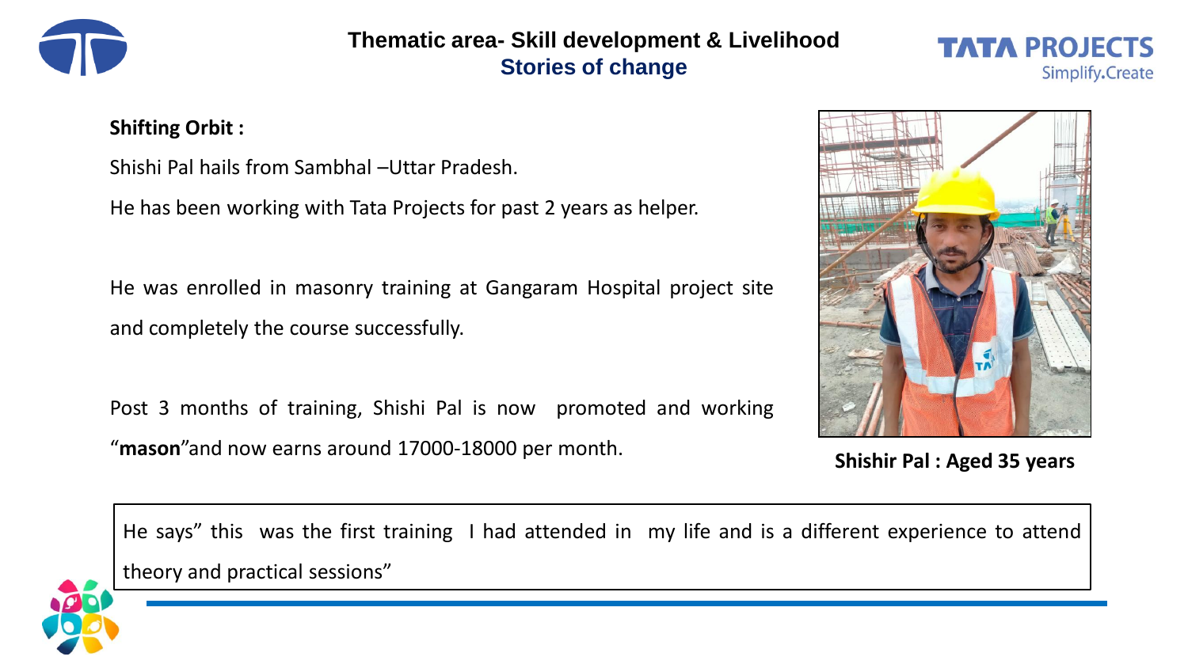## Thematic area- Skill development & Livelihood

### Stories of change

**Shifting Orbit :**

Shishi Pal hails from Sambhal –Uttar Pradesh.

He has been working with Tata Projects for past 2 years as helper.

He was enrolled in masonry training at Gangaram Hospital project site and completely the course successfully.

Post 3 months of training, Shishi Pal is now promoted and working "**mason**"and now earns around 17000-18000 per month.

**Shishir Pal : Aged 35 years**

He says" this was the first training I had attended in my life and is a different experience to attend theory and practical sessions"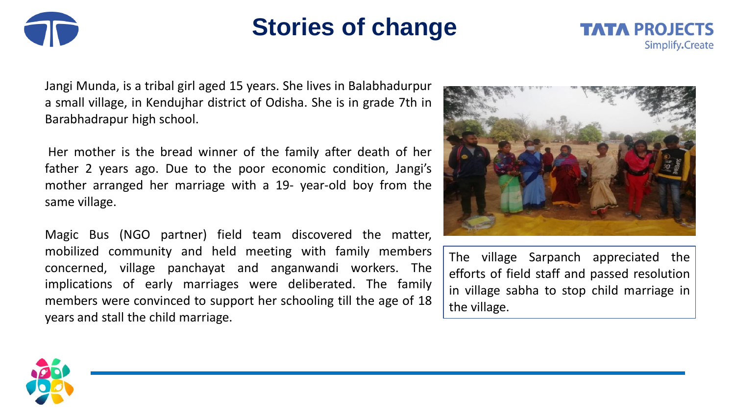# Stories of change

Jangi Munda, is a tribal girl aged 15 years. She lives in Balabhadurpur a small village, in Kendujhar district of Odisha. She is in grade 7th in Barabhadrapur high school.

Her mother is the bread winner of the family after death of her father 2 years ago. Due to the poor economic condition, Jangi's mother arranged her marriage with a 19- year-old boy from the same village.

Magic Bus (NGO partner) field team discovered the matter, mobilized community and held meeting with family members concerned, village panchayat and anganwandi workers. The implications of early marriages were deliberated. The family members were convinced to support her schooling till the age of 18 years and stall the child marriage.

The village Sarpanch appreciated the efforts of field staff and passed resolution in village sabha to stop child marriage in the village.